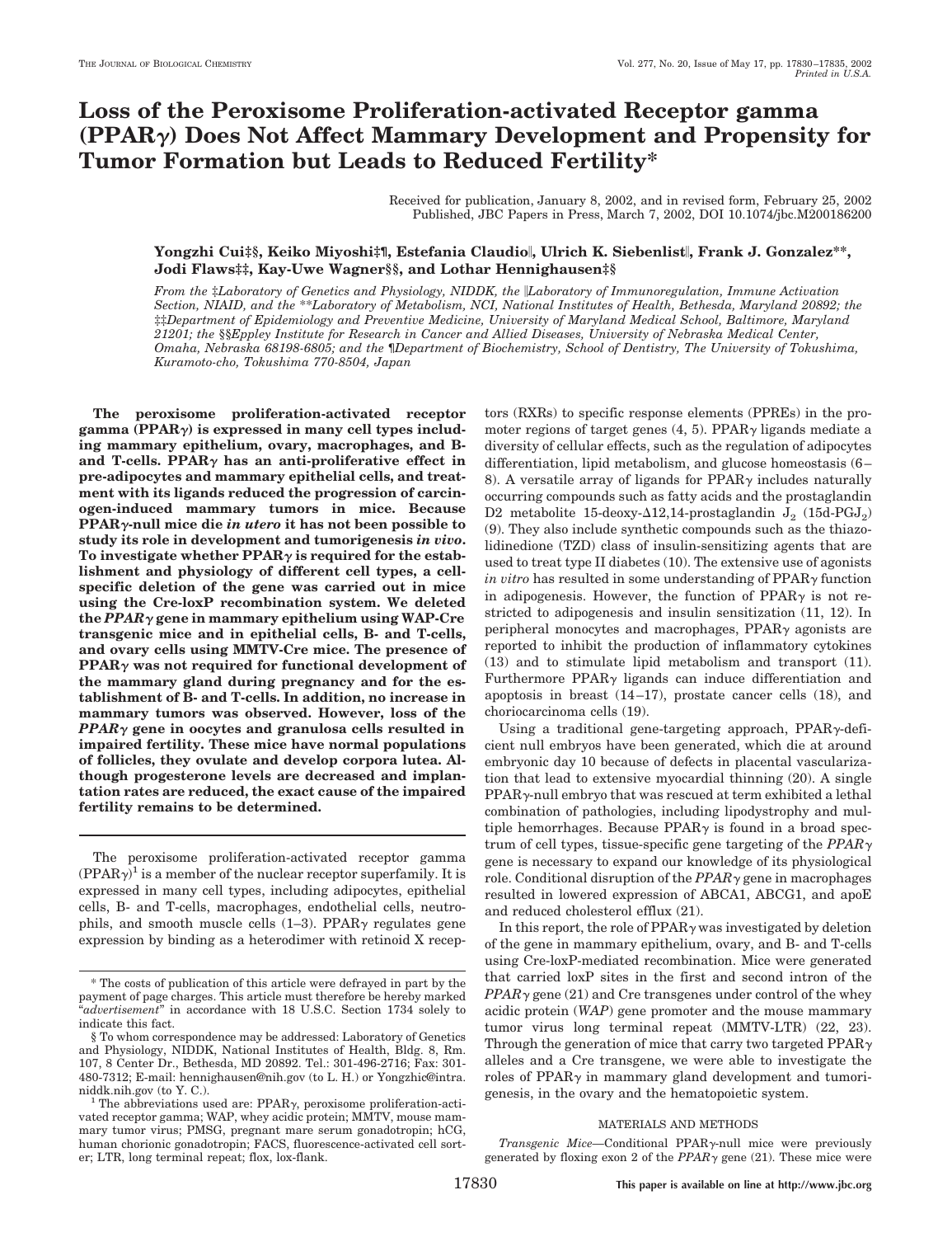# Loss of the Peroxisome Proliferation-activated Receptor gamma (PPARγ) Does Not Affect Mammary Development and Propensity for Tumor Formation but Leads to Reduced Fertility*

Received for publication, January 8, 2002, and in revised form, February 25, 2002
Published, JBC Papers in Press, March 7, 2002, DOI 10.1074/jbc.M200186200

**Yongzhi Cui‡§, Keiko Miyoshi‡¶, Estefania Claudio‖, Ulrich K. Siebenlist‖, Frank J. Gonzalez\*\*, Jodi Flaws‡‡, Kay-Uwe Wagner§§, and Lothar Hennighausen‡§**

*From the ‡Laboratory of Genetics and Physiology, NIDDK, the ‖Laboratory of Immunoregulation, Immune Activation Section, NIAID, and the \*\*Laboratory of Metabolism, NCI, National Institutes of Health, Bethesda, Maryland 20892; the ‡‡Department of Epidemiology and Preventive Medicine, University of Maryland Medical School, Baltimore, Maryland 21201; the §§Eppley Institute for Research in Cancer and Allied Diseases, University of Nebraska Medical Center, Omaha, Nebraska 68198-6805; and the ¶Department of Biochemistry, School of Dentistry, The University of Tokushima, Kuramoto-cho, Tokushima 770-8504, Japan*

**The peroxisome proliferation-activated receptor gamma (PPARγ) is expressed in many cell types including mammary epithelium, ovary, macrophages, and B- and T-cells. PPARγ has an anti-proliferative effect in pre-adipocytes and mammary epithelial cells, and treatment with its ligands reduced the progression of carcinogen-induced mammary tumors in mice. Because PPARγ-null mice die *in utero* it has not been possible to study its role in development and tumorigenesis *in vivo*. To investigate whether PPARγ is required for the establishment and physiology of different cell types, a cell-specific deletion of the gene was carried out in mice using the Cre-loxP recombination system. We deleted the *PPARγ* gene in mammary epithelium using WAP-Cre transgenic mice and in epithelial cells, B- and T-cells, and ovary cells using MMTV-Cre mice. The presence of PPARγ was not required for functional development of the mammary gland during pregnancy and for the establishment of B- and T-cells. In addition, no increase in mammary tumors was observed. However, loss of the *PPARγ* gene in oocytes and granulosa cells resulted in impaired fertility. These mice have normal populations of follicles, they ovulate and develop corpora lutea. Although progesterone levels are decreased and implantation rates are reduced, the exact cause of the impaired fertility remains to be determined.**

The peroxisome proliferation-activated receptor gamma (PPARγ)[1] is a member of the nuclear receptor superfamily. It is expressed in many cell types, including adipocytes, epithelial cells, B- and T-cells, macrophages, endothelial cells, neutrophils, and smooth muscle cells (1–3). PPARγ regulates gene expression by binding as a heterodimer with retinoid X receptors (RXRs) to specific response elements (PPREs) in the promoter regions of target genes (4, 5). PPARγ ligands mediate a diversity of cellular effects, such as the regulation of adipocytes differentiation, lipid metabolism, and glucose homeostasis (6–8). A versatile array of ligands for PPARγ includes naturally occurring compounds such as fatty acids and the prostaglandin D2 metabolite 15-deoxy-Δ12,14-prostaglandin $J_2$ (15d-$PGJ_2$) (9). They also include synthetic compounds such as the thiazolidinedione (TZD) class of insulin-sensitizing agents that are used to treat type II diabetes (10). The extensive use of agonists *in vitro* has resulted in some understanding of PPARγ function in adipogenesis. However, the function of PPARγ is not restricted to adipogenesis and insulin sensitization (11, 12). In peripheral monocytes and macrophages, PPARγ agonists are reported to inhibit the production of inflammatory cytokines (13) and to stimulate lipid metabolism and transport (11). Furthermore PPARγ ligands can induce differentiation and apoptosis in breast (14–17), prostate cancer cells (18), and choriocarcinoma cells (19).

Using a traditional gene-targeting approach, PPARγ-deficient null embryos have been generated, which die at around embryonic day 10 because of defects in placental vascularization that lead to extensive myocardial thinning (20). A single PPARγ-null embryo that was rescued at term exhibited a lethal combination of pathologies, including lipodystrophy and multiple hemorrhages. Because PPARγ is found in a broad spectrum of cell types, tissue-specific gene targeting of the *PPARγ* gene is necessary to expand our knowledge of its physiological role. Conditional disruption of the *PPARγ* gene in macrophages resulted in lowered expression of ABCA1, ABCG1, and apoE and reduced cholesterol efflux (21).

In this report, the role of PPARγ was investigated by deletion of the gene in mammary epithelium, ovary, and B- and T-cells using Cre-loxP-mediated recombination. Mice were generated that carried loxP sites in the first and second intron of the *PPARγ* gene (21) and Cre transgenes under control of the whey acidic protein (*WAP*) gene promoter and the mouse mammary tumor virus long terminal repeat (MMTV-LTR) (22, 23). Through the generation of mice that carry two targeted PPARγ alleles and a Cre transgene, we were able to investigate the roles of PPARγ in mammary gland development and tumorigenesis, in the ovary and the hematopoietic system.

## MATERIALS AND METHODS

*Transgenic Mice*—Conditional PPARγ-null mice were previously generated by floxing exon 2 of the *PPARγ* gene (21). These mice were

---

\* The costs of publication of this article were defrayed in part by the payment of page charges. This article must therefore be hereby marked "*advertisement*" in accordance with 18 U.S.C. Section 1734 solely to indicate this fact.

§ To whom correspondence may be addressed: Laboratory of Genetics and Physiology, NIDDK, National Institutes of Health, Bldg. 8, Rm. 107, 8 Center Dr., Bethesda, MD 20892. Tel.: 301-496-2716; Fax: 301-480-7312; E-mail: hennighausen@nih.gov (to L. H.) or Yongzhic@intra.niddk.nih.gov (to Y. C.).

[1] The abbreviations used are: PPARγ, peroxisome proliferation-activated receptor gamma; WAP, whey acidic protein; MMTV, mouse mammary tumor virus; PMSG, pregnant mare serum gonadotropin; hCG, human chorionic gonadotropin; FACS, fluorescence-activated cell sorter; LTR, long terminal repeat; flox, lox-flank.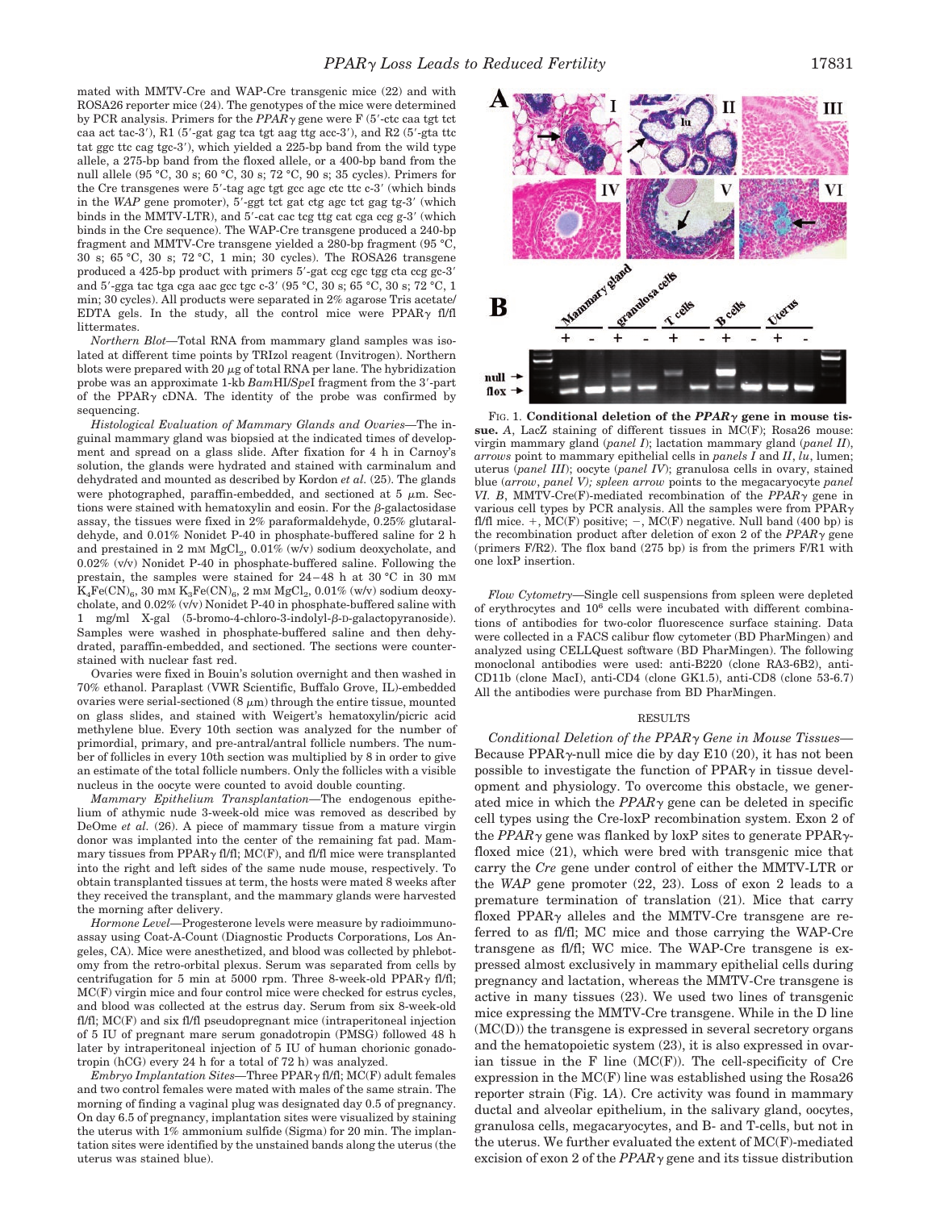mated with MMTV-Cre and WAP-Cre transgenic mice (22) and with ROSA26 reporter mice (24). The genotypes of the mice were determined by PCR analysis. Primers for the *PPARγ* gene were F (5′-ctc caa tgt tct caa tac tac-3′), R1 (5′-gat gag tca tgt aag ttg acc-3′), and R2 (5′-gta ttc tat ggc ttc cag tgc-3′), which yielded a 225-bp band from the wild type allele, a 275-bp band from the floxed allele, or a 400-bp band from the null allele (95 °C, 30 s; 60 °C, 30 s; 72 °C, 90 s; 35 cycles). Primers for the Cre transgenes were 5′-tag agc tgt gcc agc ctc ttc c-3′ (which binds in the *WAP* gene promoter), 5′-ggt tct gat ctg agc tct gag tg-3′ (which binds in the MMTV-LTR), and 5′-cat cac tcg ttg cat cga ccg g-3′ (which binds in the Cre sequence). The WAP-Cre transgene produced a 240-bp fragment and MMTV-Cre transgene yielded a 280-bp fragment (95 °C, 30 s; 65 °C, 30 s; 72 °C, 1 min; 30 cycles). The ROSA26 transgene produced a 425-bp product with primers 5′-gat ccg cgc tgg cta ccg gc-3′ and 5′-gga tac tga cga aac gcc tgc c-3′ (95 °C, 30 s; 65 °C, 30 s; 72 °C, 1 min; 30 cycles). All products were separated in 2% agarose Tris acetate/EDTA gels. In the study, all the control mice were PPARγ fl/fl littermates.

*Northern Blot*—Total RNA from mammary gland samples was isolated at different time points by TRIzol reagent (Invitrogen). Northern blots were prepared with 20 μg of total RNA per lane. The hybridization probe was an approximate 1-kb *Bam*HI/*Spe*I fragment from the 3′-part of the PPARγ cDNA. The identity of the probe was confirmed by sequencing.

*Histological Evaluation of Mammary Glands and Ovaries*—The inguinal mammary gland was biopsied at the indicated times of development and spread on a glass slide. After fixation for 4 h in Carnoy's solution, the glands were hydrated and stained with carminalum and dehydrated and mounted as described by Kordon *et al.* (25). The glands were photographed, paraffin-embedded, and sectioned at 5 μm. Sections were stained with hematoxylin and eosin. For the β-galactosidase assay, the tissues were fixed in 2% paraformaldehyde, 0.25% glutaraldehyde, and 0.01% Nonidet P-40 in phosphate-buffered saline for 2 h and prestained in 2 mM $MgCl_2$, 0.01% (w/v) sodium deoxycholate, and 0.02% (v/v) Nonidet P-40 in phosphate-buffered saline. Following the prestain, the samples were stained for 24–48 h at 30 °C in 30 mM $K_4Fe(CN)_6$, 30 mM $K_3Fe(CN)_6$, 2 mM $MgCl_2$, 0.01% (w/v) sodium deoxycholate, and 0.02% (v/v) Nonidet P-40 in phosphate-buffered saline with 1 mg/ml X-gal (5-bromo-4-chloro-3-indolyl-β-D-galactopyranoside). Samples were washed in phosphate-buffered saline and then dehydrated, paraffin-embedded, and sectioned. The sections were counterstained with nuclear fast red.

Ovaries were fixed in Bouin's solution overnight and then washed in 70% ethanol. Paraplast (VWR Scientific, Buffalo Grove, IL)-embedded ovaries were serial-sectioned (8 μm) through the entire tissue, mounted on glass slides, and stained with Weigert's hematoxylin/picric acid methylene blue. Every 10th section was analyzed for the number of primordial, primary, and pre-antral/antral follicle numbers. The number of follicles in every 10th section was multiplied by 8 in order to give an estimate of the total follicle numbers. Only the follicles with a visible nucleus in the oocyte were counted to avoid double counting.

*Mammary Epithelium Transplantation*—The endogenous epithelium of athymic nude 3-week-old mice was removed as described by DeOme *et al.* (26). A piece of mammary tissue from a mature virgin donor was implanted into the center of the remaining fat pad. Mammary tissues from PPARγ fl/fl; MC(F), and fl/fl mice were transplanted into the right and left sides of the same nude mouse, respectively. To obtain transplanted tissues at term, the hosts were mated 8 weeks after they received the transplant, and the mammary glands were harvested the morning after delivery.

*Hormone Level*—Progesterone levels were measure by radioimmunoassay using Coat-A-Count (Diagnostic Products Corporations, Los Angeles, CA). Mice were anesthetized, and blood was collected by phlebotomy from the retro-orbital plexus. Serum was separated from cells by centrifugation for 5 min at 5000 rpm. Three 8-week-old PPARγ fl/fl; MC(F) virgin mice and four control mice were checked for estrus cycles, and blood was collected at the estrus day. Serum from six 8-week-old fl/fl; MC(F) and six fl/fl pseudopregnant mice (intraperitoneal injection of 5 IU of pregnant mare serum gonadotropin (PMSG) followed 48 h later by intraperitoneal injection of 5 IU of human chorionic gonadotropin (hCG) every 24 h for a total of 72 h) was analyzed.

*Embryo Implantation Sites*—Three PPARγ fl/fl; MC(F) adult females and two control females were mated with males of the same strain. The morning of finding a vaginal plug was designated day 0.5 of pregnancy. On day 6.5 of pregnancy, implantation sites were visualized by staining the uterus with 1% ammonium sulfide (Sigma) for 20 min. The implantation sites were identified by the unstained bands along the uterus (the uterus was stained blue).

FIG. 1. **Conditional deletion of the *PPARγ* gene in mouse tissue.** *A*, LacZ staining of different tissues in MC(F); Rosa26 mouse: virgin mammary gland (*panel I*); lactation mammary gland (*panel II*), *arrows* point to mammary epithelial cells in *panels I* and *II*, *lu*, lumen; uterus (*panel III*); oocyte (*panel IV*); granulosa cells in ovary, stained blue (*arrow*, *panel V*); *spleen arrow* points to the megacaryocyte *panel VI*. *B*, MMTV-Cre(F)-mediated recombination of the *PPARγ* gene in various cell types by PCR analysis. All the samples were from PPARγ fl/fl mice. +, MC(F) positive; −, MC(F) negative. Null band (400 bp) is the recombination product after deletion of exon 2 of the *PPARγ* gene (primers F/R2). The flox band (275 bp) is from the primers F/R1 with one loxP insertion.

*Flow Cytometry*—Single cell suspensions from spleen were depleted of erythrocytes and $10^6$ cells were incubated with different combinations of antibodies for two-color fluorescence surface staining. Data were collected in a FACS calibur flow cytometer (BD PharMingen) and analyzed using CELLQuest software (BD PharMingen). The following monoclonal antibodies were used: anti-B220 (clone RA3-6B2), anti-CD11b (clone MacI), anti-CD4 (clone GK1.5), anti-CD8 (clone 53-6.7) All the antibodies were purchase from BD PharMingen.

## RESULTS

*Conditional Deletion of the PPARγ Gene in Mouse Tissues*—Because PPARγ-null mice die by day E10 (20), it has not been possible to investigate the function of PPARγ in tissue development and physiology. To overcome this obstacle, we generated mice in which the *PPARγ* gene can be deleted in specific cell types using the Cre-loxP recombination system. Exon 2 of the *PPARγ* gene was flanked by loxP sites to generate PPARγ-floxed mice (21), which were bred with transgenic mice that carry the *Cre* gene under control of either the MMTV-LTR or the *WAP* gene promoter (22, 23). Loss of exon 2 leads to a premature termination of translation (21). Mice that carry floxed PPARγ alleles and the MMTV-Cre transgene are referred to as fl/fl; MC mice and those carrying the WAP-Cre transgene as fl/fl; WC mice. The WAP-Cre transgene is expressed almost exclusively in mammary epithelial cells during pregnancy and lactation, whereas the MMTV-Cre transgene is active in many tissues (23). We used two lines of transgenic mice expressing the MMTV-Cre transgene. While in the D line (MC(D)) the transgene is expressed in several secretory organs and the hematopoietic system (23), it is also expressed in ovarian tissue in the F line (MC(F)). The cell-specificity of Cre expression in the MC(F) line was established using the Rosa26 reporter strain (Fig. 1*A*). Cre activity was found in mammary ductal and alveolar epithelium, in the salivary gland, oocytes, granulosa cells, megacaryocytes, and B- and T-cells, but not in the uterus. We further evaluated the extent of MC(F)-mediated excision of exon 2 of the *PPARγ* gene and its tissue distribution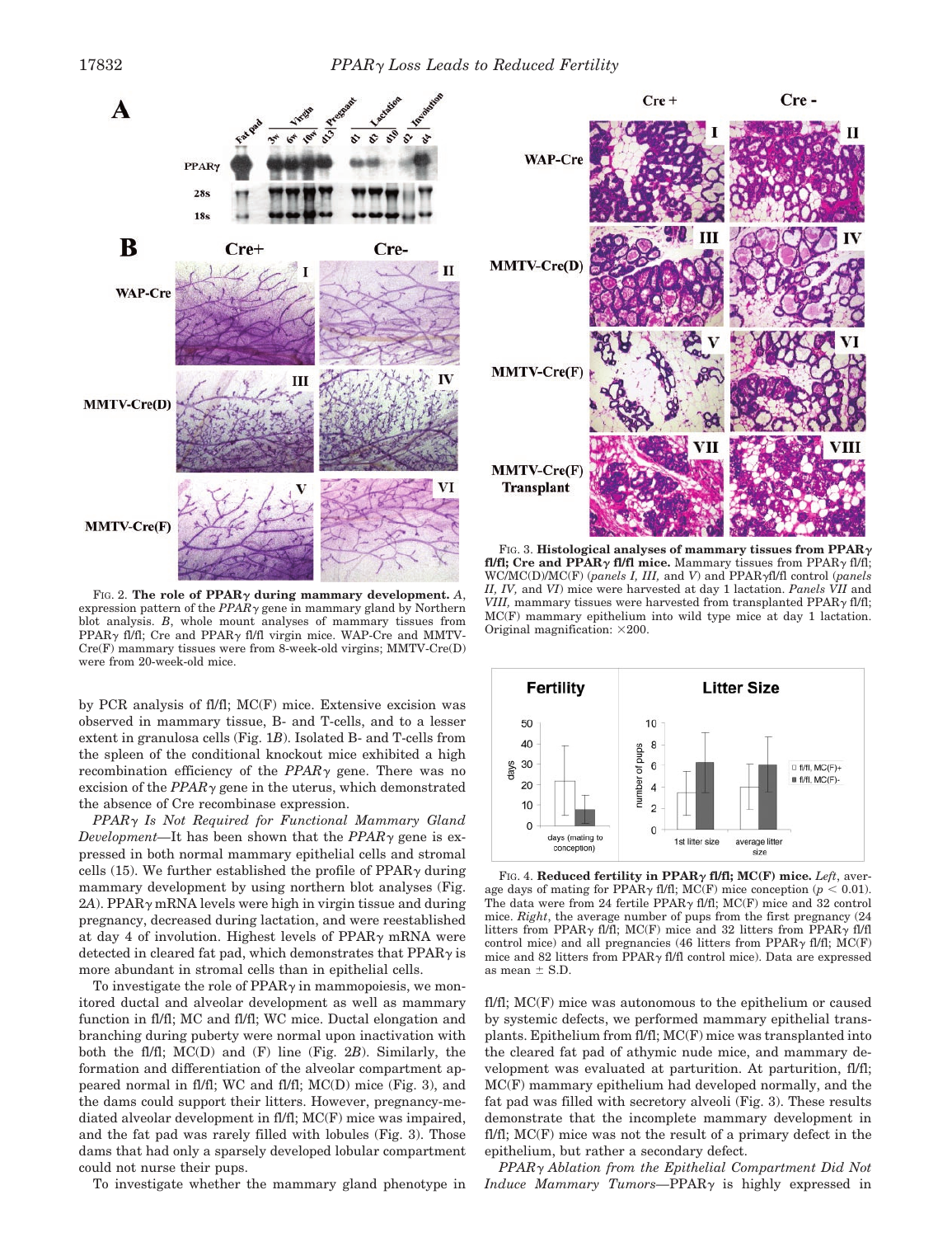FIG. 2. **The role of PPARγ during mammary development.** *A*, expression pattern of the *PPARγ* gene in mammary gland by Northern blot analysis. *B*, whole mount analyses of mammary tissues from PPARγ fl/fl; Cre and PPARγ fl/fl virgin mice. WAP-Cre and MMTV-Cre(F) mammary tissues were from 8-week-old virgins; MMTV-Cre(D) were from 20-week-old mice.

FIG. 3. **Histological analyses of mammary tissues from PPARγ fl/fl; Cre and PPARγ fl/fl mice.** Mammary tissues from PPARγ fl/fl; WC/MC(D)/MC(F) (*panels I, III,* and *V*) and PPARγfl/fl control (*panels II, IV,* and *VI*) mice were harvested at day 1 lactation. *Panels VII* and *VIII,* mammary tissues were harvested from transplanted PPARγ fl/fl; MC(F) mammary epithelium into wild type mice at day 1 lactation. Original magnification: ×200.

FIG. 4. **Reduced fertility in PPARγ fl/fl; MC(F) mice.** *Left*, average days of mating for PPARγ fl/fl; MC(F) mice conception ($p < 0.01$). The data were from 24 fertile PPARγ fl/fl; MC(F) mice and 32 control mice. *Right*, the average number of pups from the first pregnancy (24 litters from PPARγ fl/fl; MC(F) mice and 32 litters from PPARγ fl/fl control mice) and all pregnancies (46 litters from PPARγ fl/fl; MC(F) mice and 82 litters from PPARγ fl/fl control mice). Data are expressed as mean ± S.D.

by PCR analysis of fl/fl; MC(F) mice. Extensive excision was observed in mammary tissue, B- and T-cells, and to a lesser extent in granulosa cells (Fig. 1*B*). Isolated B- and T-cells from the spleen of the conditional knockout mice exhibited a high recombination efficiency of the *PPARγ* gene. There was no excision of the *PPARγ* gene in the uterus, which demonstrated the absence of Cre recombinase expression.

*PPARγ Is Not Required for Functional Mammary Gland Development*—It has been shown that the *PPARγ* gene is expressed in both normal mammary epithelial cells and stromal cells (15). We further established the profile of PPARγ during mammary development by using northern blot analyses (Fig. 2*A*). PPARγ mRNA levels were high in virgin tissue and during pregnancy, decreased during lactation, and were reestablished at day 4 of involution. Highest levels of PPARγ mRNA were detected in cleared fat pad, which demonstrates that PPARγ is more abundant in stromal cells than in epithelial cells.

To investigate the role of PPARγ in mammopoiesis, we monitored ductal and alveolar development as well as mammary function in fl/fl; MC and fl/fl; WC mice. Ductal elongation and branching during puberty were normal upon inactivation with both the fl/fl; MC(D) and (F) line (Fig. 2*B*). Similarly, the formation and differentiation of the alveolar compartment appeared normal in fl/fl; WC and fl/fl; MC(D) mice (Fig. 3), and the dams could support their litters. However, pregnancy-mediated alveolar development in fl/fl; MC(F) mice was impaired, and the fat pad was rarely filled with lobules (Fig. 3). Those dams that had only a sparsely developed lobular compartment could not nurse their pups.

To investigate whether the mammary gland phenotype in fl/fl; MC(F) mice was autonomous to the epithelium or caused by systemic defects, we performed mammary epithelial transplants. Epithelium from fl/fl; MC(F) mice was transplanted into the cleared fat pad of athymic nude mice, and mammary development was evaluated at parturition. At parturition, fl/fl; MC(F) mammary epithelium had developed normally, and the fat pad was filled with secretory alveoli (Fig. 3). These results demonstrate that the incomplete mammary development in fl/fl; MC(F) mice was not the result of a primary defect in the epithelium, but rather a secondary defect.

*PPARγ Ablation from the Epithelial Compartment Did Not Induce Mammary Tumors*—PPARγ is highly expressed in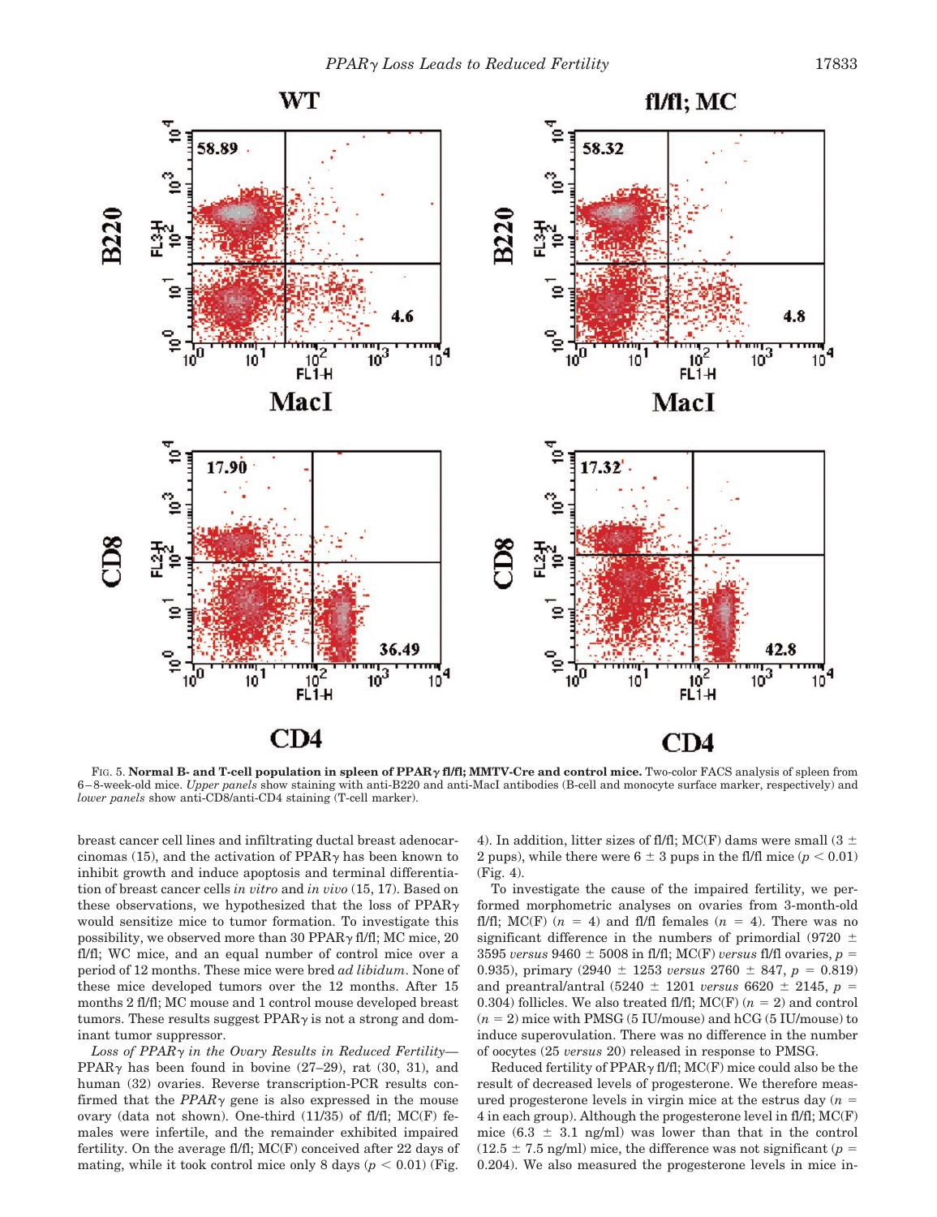FIG. 5. **Normal B- and T-cell population in spleen of PPARγ fl/fl; MMTV-Cre and control mice.** Two-color FACS analysis of spleen from 6–8-week-old mice. *Upper panels* show staining with anti-B220 and anti-MacI antibodies (B-cell and monocyte surface marker, respectively) and *lower panels* show anti-CD8/anti-CD4 staining (T-cell marker).

breast cancer cell lines and infiltrating ductal breast adenocarcinomas (15), and the activation of PPARγ has been known to inhibit growth and induce apoptosis and terminal differentiation of breast cancer cells *in vitro* and *in vivo* (15, 17). Based on these observations, we hypothesized that the loss of PPARγ would sensitize mice to tumor formation. To investigate this possibility, we observed more than 30 PPARγ fl/fl; MC mice, 20 fl/fl; WC mice, and an equal number of control mice over a period of 12 months. These mice were bred *ad libidum*. None of these mice developed tumors over the 12 months. After 15 months 2 fl/fl; MC mouse and 1 control mouse developed breast tumors. These results suggest PPARγ is not a strong and dominant tumor suppressor.

*Loss of PPARγ in the Ovary Results in Reduced Fertility*—PPARγ has been found in bovine (27–29), rat (30, 31), and human (32) ovaries. Reverse transcription-PCR results confirmed that the *PPARγ* gene is also expressed in the mouse ovary (data not shown). One-third (11/35) of fl/fl; MC(F) females were infertile, and the remainder exhibited impaired fertility. On the average fl/fl; MC(F) conceived after 22 days of mating, while it took control mice only 8 days ($p < 0.01$) (Fig. 4). In addition, litter sizes of fl/fl; MC(F) dams were small (3 ± 2 pups), while there were 6 ± 3 pups in the fl/fl mice ($p < 0.01$) (Fig. 4).

To investigate the cause of the impaired fertility, we performed morphometric analyses on ovaries from 3-month-old fl/fl; MC(F) ($n = 4$) and fl/fl females ($n = 4$). There was no significant difference in the numbers of primordial (9720 ± 3595 *versus* 9460 ± 5008 in fl/fl; MC(F) *versus* fl/fl ovaries, $p = 0.935$), primary (2940 ± 1253 *versus* 2760 ± 847, $p = 0.819$) and preantral/antral (5240 ± 1201 *versus* 6620 ± 2145, $p = 0.304$) follicles. We also treated fl/fl; MC(F) ($n = 2$) and control ($n = 2$) mice with PMSG (5 IU/mouse) and hCG (5 IU/mouse) to induce superovulation. There was no difference in the number of oocytes (25 *versus* 20) released in response to PMSG.

Reduced fertility of PPARγ fl/fl; MC(F) mice could also be the result of decreased levels of progesterone. We therefore measured progesterone levels in virgin mice at the estrus day ($n = 4$ in each group). Although the progesterone level in fl/fl; MC(F) mice (6.3 ± 3.1 ng/ml) was lower than that in the control (12.5 ± 7.5 ng/ml) mice, the difference was not significant ($p = 0.204$). We also measured the progesterone levels in mice in-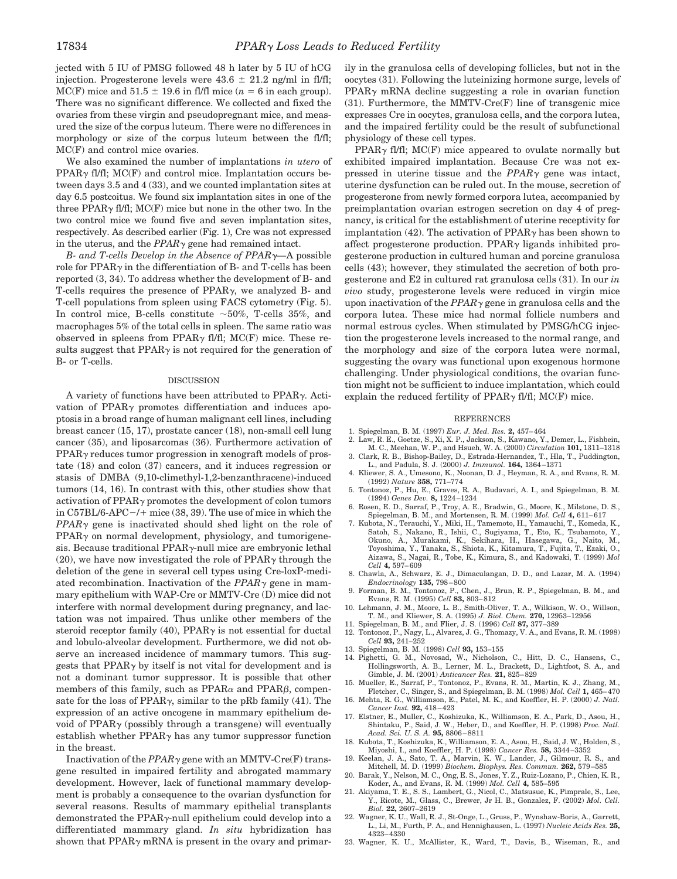jected with 5 IU of PMSG followed 48 h later by 5 IU of hCG injection. Progesterone levels were 43.6 ± 21.2 ng/ml in fl/fl; MC(F) mice and 51.5 ± 19.6 in fl/fl mice ($n = 6$ in each group). There was no significant difference. We collected and fixed the ovaries from these virgin and pseudopregnant mice, and measured the size of the corpus luteum. There were no differences in morphology or size of the corpus luteum between the fl/fl; MC(F) and control mice ovaries.

We also examined the number of implantations *in utero* of PPARγ fl/fl; MC(F) and control mice. Implantation occurs between days 3.5 and 4 (33), and we counted implantation sites at day 6.5 postcoitus. We found six implantation sites in one of the three PPARγ fl/fl; MC(F) mice but none in the other two. In the two control mice we found five and seven implantation sites, respectively. As described earlier (Fig. 1), Cre was not expressed in the uterus, and the *PPARγ* gene had remained intact.

*B- and T-cells Develop in the Absence of PPARγ*—A possible role for PPARγ in the differentiation of B- and T-cells has been reported (3, 34). To address whether the development of B- and T-cells requires the presence of PPARγ, we analyzed B- and T-cell populations from spleen using FACS cytometry (Fig. 5). In control mice, B-cells constitute ~50%, T-cells 35%, and macrophages 5% of the total cells in spleen. The same ratio was observed in spleens from PPARγ fl/fl; MC(F) mice. These results suggest that PPARγ is not required for the generation of B- or T-cells.

## DISCUSSION

A variety of functions have been attributed to PPARγ. Activation of PPARγ promotes differentiation and induces apoptosis in a broad range of human malignant cell lines, including breast cancer (15, 17), prostate cancer (18), non-small cell lung cancer (35), and liposarcomas (36). Furthermore activation of PPARγ reduces tumor progression in xenograft models of prostate (18) and colon (37) cancers, and it induces regression or stasis of DMBA (9,10-climethyl-1,2-benzanthracene)-induced tumors (14, 16). In contrast with this, other studies show that activation of PPARγ promotes the development of colon tumors in C57BL/6-APC−/+ mice (38, 39). The use of mice in which the *PPARγ* gene is inactivated should shed light on the role of PPARγ on normal development, physiology, and tumorigenesis. Because traditional PPARγ-null mice are embryonic lethal (20), we have now investigated the role of PPARγ through the deletion of the gene in several cell types using Cre-loxP-mediated recombination. Inactivation of the *PPARγ* gene in mammary epithelium with WAP-Cre or MMTV-Cre (D) mice did not interfere with normal development during pregnancy, and lactation was not impaired. Thus unlike other members of the steroid receptor family (40), PPARγ is not essential for ductal and lobulo-alveolar development. Furthermore, we did not observe an increased incidence of mammary tumors. This suggests that PPARγ by itself is not vital for development and is not a dominant tumor suppressor. It is possible that other members of this family, such as PPARα and PPARβ, compensate for the loss of PPARγ, similar to the pRb family (41). The expression of an active oncogene in mammary epithelium devoid of PPARγ (possibly through a transgene) will eventually establish whether PPARγ has any tumor suppressor function in the breast.

Inactivation of the *PPARγ* gene with an MMTV-Cre(F) transgene resulted in impaired fertility and abrogated mammary development. However, lack of functional mammary development is probably a consequence to the ovarian dysfunction for several reasons. Results of mammary epithelial transplants demonstrated the PPARγ-null epithelium could develop into a differentiated mammary gland. *In situ* hybridization has shown that PPARγ mRNA is present in the ovary and primarily in the granulosa cells of developing follicles, but not in the oocytes (31). Following the luteinizing hormone surge, levels of PPARγ mRNA decline suggesting a role in ovarian function (31). Furthermore, the MMTV-Cre(F) line of transgenic mice expresses Cre in oocytes, granulosa cells, and the corpora lutea, and the impaired fertility could be the result of subfunctional physiology of these cell types.

PPARγ fl/fl; MC(F) mice appeared to ovulate normally but exhibited impaired implantation. Because Cre was not expressed in uterine tissue and the *PPARγ* gene was intact, uterine dysfunction can be ruled out. In the mouse, secretion of progesterone from newly formed corpora lutea, accompanied by preimplantation ovarian estrogen secretion on day 4 of pregnancy, is critical for the establishment of uterine receptivity for implantation (42). The activation of PPARγ has been shown to affect progesterone production. PPARγ ligands inhibited progesterone production in cultured human and porcine granulosa cells (43); however, they stimulated the secretion of both progesterone and E2 in cultured rat granulosa cells (31). In our *in vivo* study, progesterone levels were reduced in virgin mice upon inactivation of the *PPARγ* gene in granulosa cells and the corpora lutea. These mice had normal follicle numbers and normal estrous cycles. When stimulated by PMSG/hCG injection the progesterone levels increased to the normal range, and the morphology and size of the corpora lutea were normal, suggesting the ovary was functional upon exogenous hormone challenging. Under physiological conditions, the ovarian function might not be sufficient to induce implantation, which could explain the reduced fertility of PPARγ fl/fl; MC(F) mice.

## REFERENCES

1. Spiegelman, B. M. (1997) *Eur. J. Med. Res.* **2,** 457–464
2. Law, R. E., Goetze, S., Xi, X. P., Jackson, S., Kawano, Y., Demer, L., Fishbein, M. C., Meehan, W. P., and Hsueh, W. A. (2000) *Circulation* **101,** 1311–1318
3. Clark, R. B., Bishop-Bailey, D., Estrada-Hernandez, T., Hla, T., Puddington, L., and Padula, S. J. (2000) *J. Immunol.* **164,** 1364–1371
4. Kliewer, S. A., Umesono, K., Noonan, D. J., Heyman, R. A., and Evans, R. M. (1992) *Nature* **358,** 771–774
5. Tontonoz, P., Hu, E., Graves, R. A., Budavari, A. I., and Spiegelman, B. M. (1994) *Genes Dev.* **8,** 1224–1234
6. Rosen, E. D., Sarraf, P., Troy, A. E., Bradwin, G., Moore, K., Milstone, D. S., Spiegelman, B. M., and Mortensen, R. M. (1999) *Mol. Cell* **4,** 611–617
7. Kubota, N., Terauchi, Y., Miki, H., Tamemoto, H., Yamauchi, T., Komeda, K., Satoh, S., Nakano, R., Ishii, C., Sugiyama, T., Eto, K., Tsubamoto, Y., Okuno, A., Murakami, K., Sekihara, H., Hasegawa, G., Naito, M., Toyoshima, Y., Tanaka, S., Shiota, K., Kitamura, T., Fujita, T., Ezaki, O., Aizawa, S., Nagai, R., Tobe, K., Kimura, S., and Kadowaki, T. (1999) *Mol Cell* **4,** 597–609
8. Chawla, A., Schwarz, E. J., Dimaculangan, D. D., and Lazar, M. A. (1994) *Endocrinology* **135,** 798–800
9. Forman, B. M., Tontonoz, P., Chen, J., Brun, R. P., Spiegelman, B. M., and Evans, R. M. (1995) *Cell* **83,** 803–812
10. Lehmann, J. M., Moore, L. B., Smith-Oliver, T. A., Wilkison, W. O., Willson, T. M., and Kliewer, S. A. (1995) *J. Biol. Chem.* **270,** 12953–12956
11. Spiegelman, B. M., and Flier, J. S. (1996) *Cell* **87,** 377–389
12. Tontonoz, P., Nagy, L., Alvarez, J. G., Thomazy, V. A., and Evans, R. M. (1998) *Cell* **93,** 241–252
13. Spiegelman, B. M. (1998) *Cell* **93,** 153–155
14. Pighetti, G. M., Novosad, W., Nicholson, C., Hitt, D. C., Hansens, C., Hollingsworth, A. B., Lerner, M. L., Brackett, D., Lightfoot, S. A., and Gimble, J. M. (2001) *Anticancer Res.* **21,** 825–829
15. Mueller, E., Sarraf, P., Tontonoz, P., Evans, R. M., Martin, K. J., Zhang, M., Fletcher, C., Singer, S., and Spiegelman, B. M. (1998) *Mol. Cell* **1,** 465–470
16. Mehta, R. G., Williamson, E., Patel, M. K., and Koeffler, H. P. (2000) *J. Natl. Cancer Inst.* **92,** 418–423
17. Elstner, E., Muller, C., Koshizuka, K., Williamson, E. A., Park, D., Asou, H., Shintaku, P., Said, J. W., Heber, D., and Koeffler, H. P. (1998) *Proc. Natl. Acad. Sci. U. S. A.* **95,** 8806–8811
18. Kubota, T., Koshizuka, K., Williamson, E. A., Asou, H., Said, J. W., Holden, S., Miyoshi, I., and Koeffler, H. P. (1998) *Cancer Res.* **58,** 3344–3352
19. Keelan, J. A., Sato, T. A., Marvin, K. W., Lander, J., Gilmour, R. S., and Mitchell, M. D. (1999) *Biochem. Biophys. Res. Commun.* **262,** 579–585
20. Barak, Y., Nelson, M. C., Ong, E. S., Jones, Y. Z., Ruiz-Lozano, P., Chien, K. R., Koder, A., and Evans, R. M. (1999) *Mol. Cell* **4,** 585–595
21. Akiyama, T. E., S. S., Lambert, G., Nicol, C., Matsusue, K., Pimprale, S., Lee, Y., Ricote, M., Glass, C., Brewer, Jr H. B., Gonzalez, F. (2002) *Mol. Cell. Biol.* **22,** 2607–2619
22. Wagner, K. U., Wall, R. J., St-Onge, L., Gruss, P., Wynshaw-Boris, A., Garrett, L., Li, M., Furth, P. A., and Hennighausen, L. (1997) *Nucleic Acids Res.* **25,** 4323–4330
23. Wagner, K. U., McAllister, K., Ward, T., Davis, B., Wiseman, R., and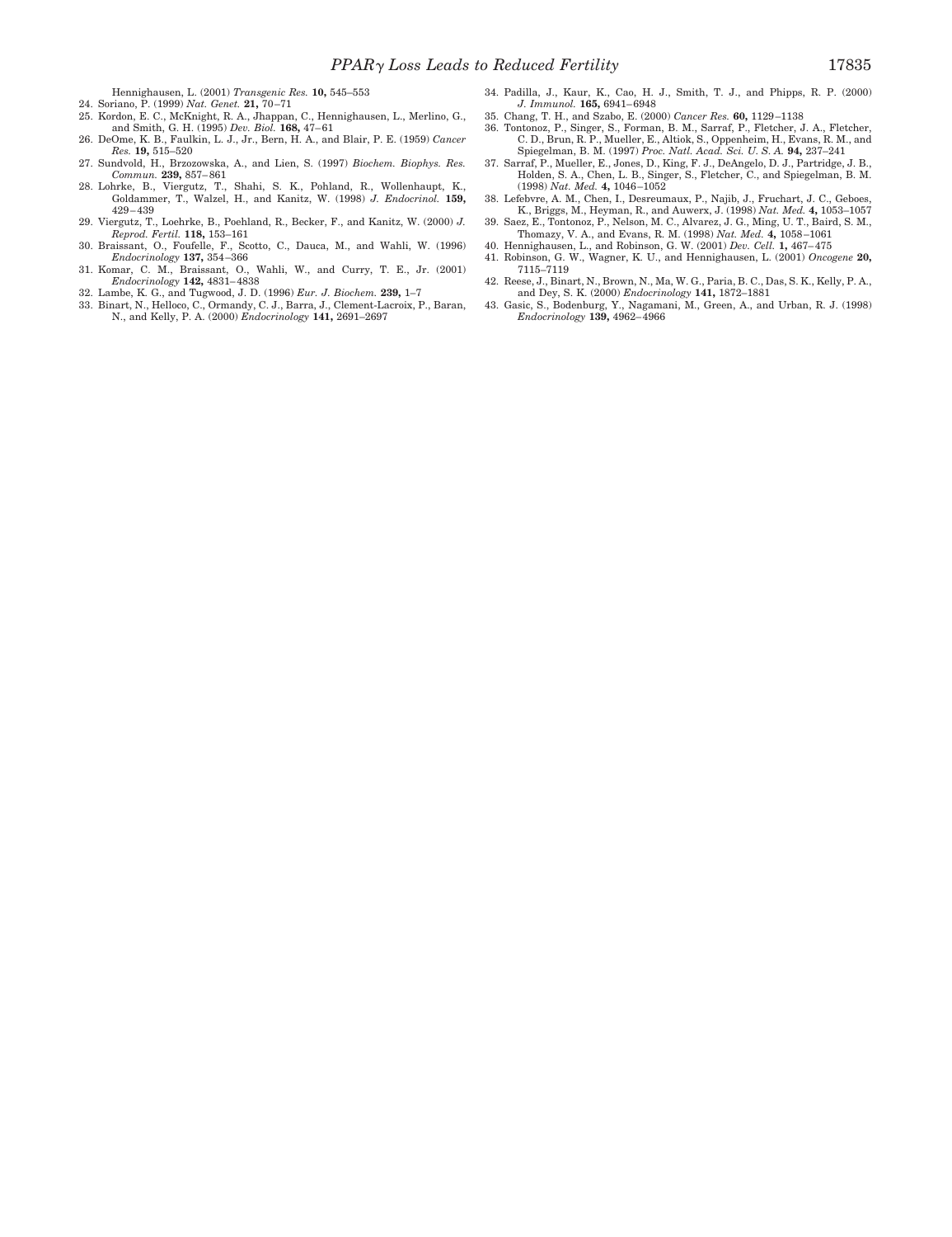Hennighausen, L. (2001) *Transgenic Res.* **10,** 545–553

24. Soriano, P. (1999) *Nat. Genet.* **21,** 70–71
25. Kordon, E. C., McKnight, R. A., Jhappan, C., Hennighausen, L., Merlino, G., and Smith, G. H. (1995) *Dev. Biol.* **168,** 47–61
26. DeOme, K. B., Faulkin, L. J., Jr., Bern, H. A., and Blair, P. E. (1959) *Cancer Res.* **19,** 515–520
27. Sundvold, H., Brzozowska, A., and Lien, S. (1997) *Biochem. Biophys. Res. Commun.* **239,** 857–861
28. Lohrke, B., Viergutz, T., Shahi, S. K., Pohland, R., Wollenhaupt, K., Goldammer, T., Walzel, H., and Kanitz, W. (1998) *J. Endocrinol.* **159,** 429–439
29. Viergutz, T., Loehrke, B., Poehland, R., Becker, F., and Kanitz, W. (2000) *J. Reprod. Fertil.* **118,** 153–161
30. Braissant, O., Foufelle, F., Scotto, C., Dauca, M., and Wahli, W. (1996) *Endocrinology* **137,** 354–366
31. Komar, C. M., Braissant, O., Wahli, W., and Curry, T. E., Jr. (2001) *Endocrinology* **142,** 4831–4838
32. Lambe, K. G., and Tugwood, J. D. (1996) *Eur. J. Biochem.* **239,** 1–7
33. Binart, N., Helloco, C., Ormandy, C. J., Barra, J., Clement-Lacroix, P., Baran, N., and Kelly, P. A. (2000) *Endocrinology* **141,** 2691–2697
34. Padilla, J., Kaur, K., Cao, H. J., Smith, T. J., and Phipps, R. P. (2000) *J. Immunol.* **165,** 6941–6948
35. Chang, T. H., and Szabo, E. (2000) *Cancer Res.* **60,** 1129–1138
36. Tontonoz, P., Singer, S., Forman, B. M., Sarraf, P., Fletcher, J. A., Fletcher, C. D., Brun, R. P., Mueller, E., Altiok, S., Oppenheim, H., Evans, R. M., and Spiegelman, B. M. (1997) *Proc. Natl. Acad. Sci. U. S. A.* **94,** 237–241
37. Sarraf, P., Mueller, E., Jones, D., King, F. J., DeAngelo, D. J., Partridge, J. B., Holden, S. A., Chen, L. B., Singer, S., Fletcher, C., and Spiegelman, B. M. (1998) *Nat. Med.* **4,** 1046–1052
38. Lefebvre, A. M., Chen, I., Desreumaux, P., Najib, J., Fruchart, J. C., Geboes, K., Briggs, M., Heyman, R., and Auwerx, J. (1998) *Nat. Med.* **4,** 1053–1057
39. Saez, E., Tontonoz, P., Nelson, M. C., Alvarez, J. G., Ming, U. T., Baird, S. M., Thomazy, V. A., and Evans, R. M. (1998) *Nat. Med.* **4,** 1058–1061
40. Hennighausen, L., and Robinson, G. W. (2001) *Dev. Cell.* **1,** 467–475
41. Robinson, G. W., Wagner, K. U., and Hennighausen, L. (2001) *Oncogene* **20,** 7115–7119
42. Reese, J., Binart, N., Brown, N., Ma, W. G., Paria, B. C., Das, S. K., Kelly, P. A., and Dey, S. K. (2000) *Endocrinology* **141,** 1872–1881
43. Gasic, S., Bodenburg, Y., Nagamani, M., Green, A., and Urban, R. J. (1998) *Endocrinology* **139,** 4962–4966